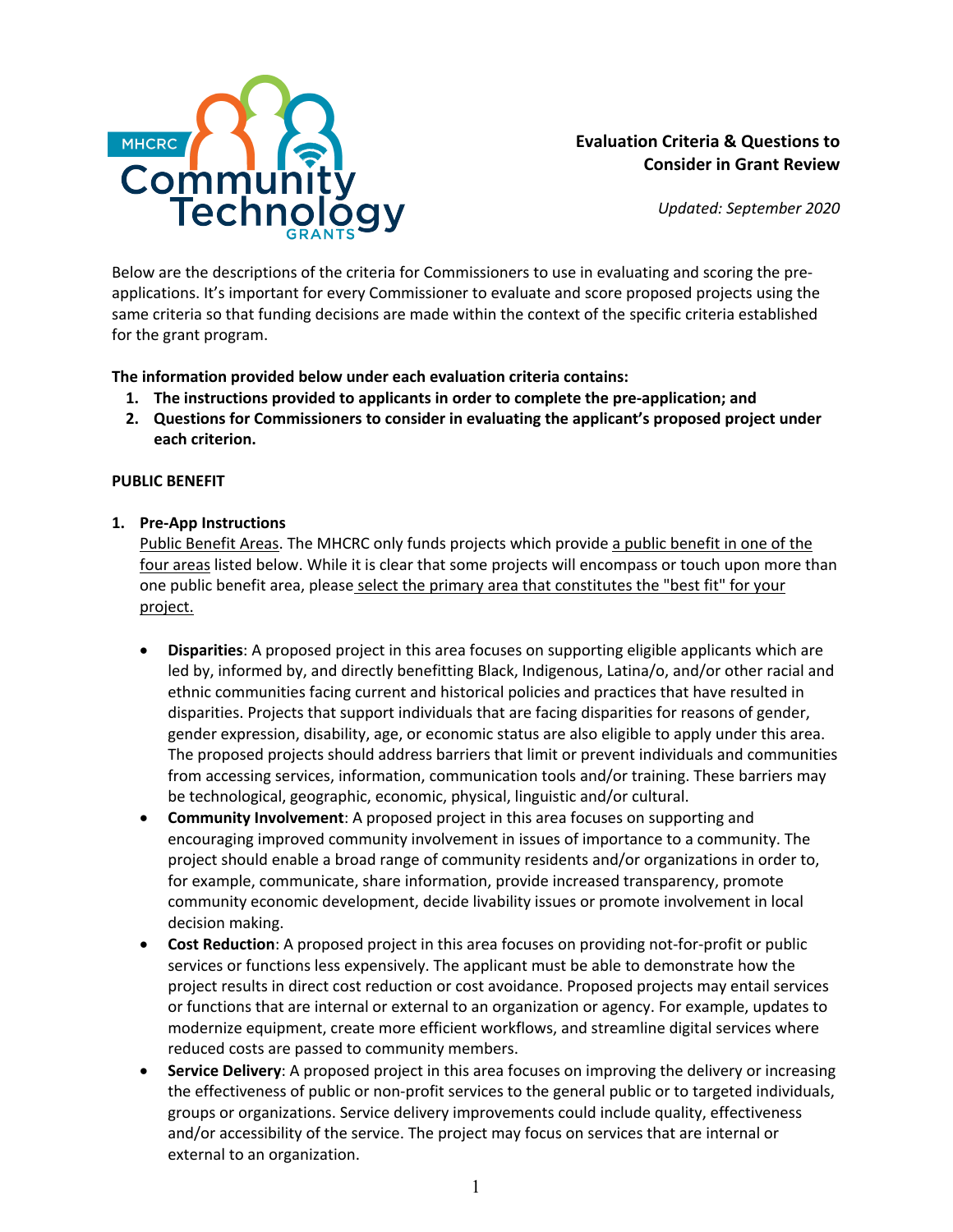MHCRC Community Technology GRANTS

**Evaluation Criteria & Questions to Consider in Grant Review**

*Updated: September 2020*

Below are the descriptions of the criteria for Commissioners to use in evaluating and scoring the pre-applications. It's important for every Commissioner to evaluate and score proposed projects using the same criteria so that funding decisions are made within the context of the specific criteria established for the grant program.

**The information provided below under each evaluation criteria contains:**

1. **The instructions provided to applicants in order to complete the pre-application; and**
2. **Questions for Commissioners to consider in evaluating the applicant's proposed project under each criterion.**

**PUBLIC BENEFIT**

1. **Pre-App Instructions**

   Public Benefit Areas. The MHCRC only funds projects which provide a public benefit in one of the four areas listed below. While it is clear that some projects will encompass or touch upon more than one public benefit area, please select the primary area that constitutes the "best fit" for your project.

   - **Disparities**: A proposed project in this area focuses on supporting eligible applicants which are led by, informed by, and directly benefitting Black, Indigenous, Latina/o, and/or other racial and ethnic communities facing current and historical policies and practices that have resulted in disparities. Projects that support individuals that are facing disparities for reasons of gender, gender expression, disability, age, or economic status are also eligible to apply under this area. The proposed projects should address barriers that limit or prevent individuals and communities from accessing services, information, communication tools and/or training. These barriers may be technological, geographic, economic, physical, linguistic and/or cultural.
   - **Community Involvement**: A proposed project in this area focuses on supporting and encouraging improved community involvement in issues of importance to a community. The project should enable a broad range of community residents and/or organizations in order to, for example, communicate, share information, provide increased transparency, promote community economic development, decide livability issues or promote involvement in local decision making.
   - **Cost Reduction**: A proposed project in this area focuses on providing not-for-profit or public services or functions less expensively. The applicant must be able to demonstrate how the project results in direct cost reduction or cost avoidance. Proposed projects may entail services or functions that are internal or external to an organization or agency. For example, updates to modernize equipment, create more efficient workflows, and streamline digital services where reduced costs are passed to community members.
   - **Service Delivery**: A proposed project in this area focuses on improving the delivery or increasing the effectiveness of public or non-profit services to the general public or to targeted individuals, groups or organizations. Service delivery improvements could include quality, effectiveness and/or accessibility of the service. The project may focus on services that are internal or external to an organization.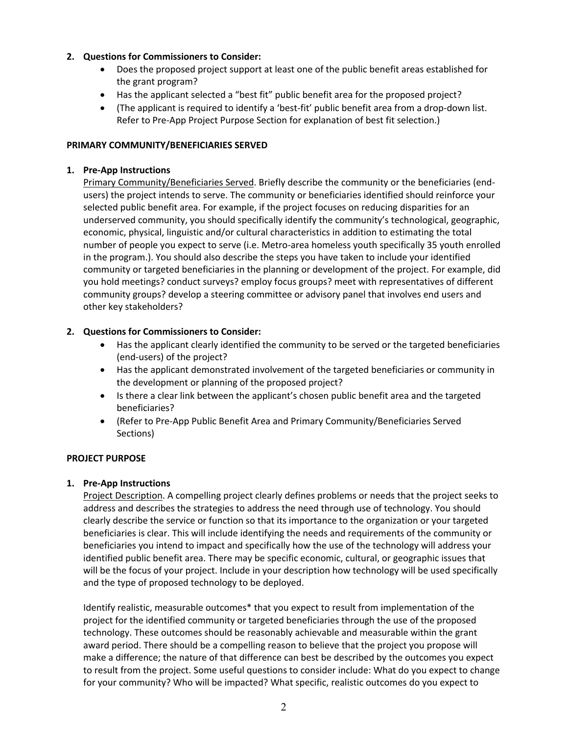**2. Questions for Commissioners to Consider:**

- Does the proposed project support at least one of the public benefit areas established for the grant program?
- Has the applicant selected a "best fit" public benefit area for the proposed project?
- (The applicant is required to identify a 'best-fit' public benefit area from a drop-down list. Refer to Pre-App Project Purpose Section for explanation of best fit selection.)

**PRIMARY COMMUNITY/BENEFICIARIES SERVED**

**1. Pre-App Instructions**

Primary Community/Beneficiaries Served. Briefly describe the community or the beneficiaries (end-users) the project intends to serve. The community or beneficiaries identified should reinforce your selected public benefit area. For example, if the project focuses on reducing disparities for an underserved community, you should specifically identify the community's technological, geographic, economic, physical, linguistic and/or cultural characteristics in addition to estimating the total number of people you expect to serve (i.e. Metro-area homeless youth specifically 35 youth enrolled in the program.). You should also describe the steps you have taken to include your identified community or targeted beneficiaries in the planning or development of the project. For example, did you hold meetings? conduct surveys? employ focus groups? meet with representatives of different community groups? develop a steering committee or advisory panel that involves end users and other key stakeholders?

**2. Questions for Commissioners to Consider:**

- Has the applicant clearly identified the community to be served or the targeted beneficiaries (end-users) of the project?
- Has the applicant demonstrated involvement of the targeted beneficiaries or community in the development or planning of the proposed project?
- Is there a clear link between the applicant's chosen public benefit area and the targeted beneficiaries?
- (Refer to Pre-App Public Benefit Area and Primary Community/Beneficiaries Served Sections)

**PROJECT PURPOSE**

**1. Pre-App Instructions**

Project Description. A compelling project clearly defines problems or needs that the project seeks to address and describes the strategies to address the need through use of technology. You should clearly describe the service or function so that its importance to the organization or your targeted beneficiaries is clear. This will include identifying the needs and requirements of the community or beneficiaries you intend to impact and specifically how the use of the technology will address your identified public benefit area. There may be specific economic, cultural, or geographic issues that will be the focus of your project. Include in your description how technology will be used specifically and the type of proposed technology to be deployed.

Identify realistic, measurable outcomes* that you expect to result from implementation of the project for the identified community or targeted beneficiaries through the use of the proposed technology. These outcomes should be reasonably achievable and measurable within the grant award period. There should be a compelling reason to believe that the project you propose will make a difference; the nature of that difference can best be described by the outcomes you expect to result from the project. Some useful questions to consider include: What do you expect to change for your community? Who will be impacted? What specific, realistic outcomes do you expect to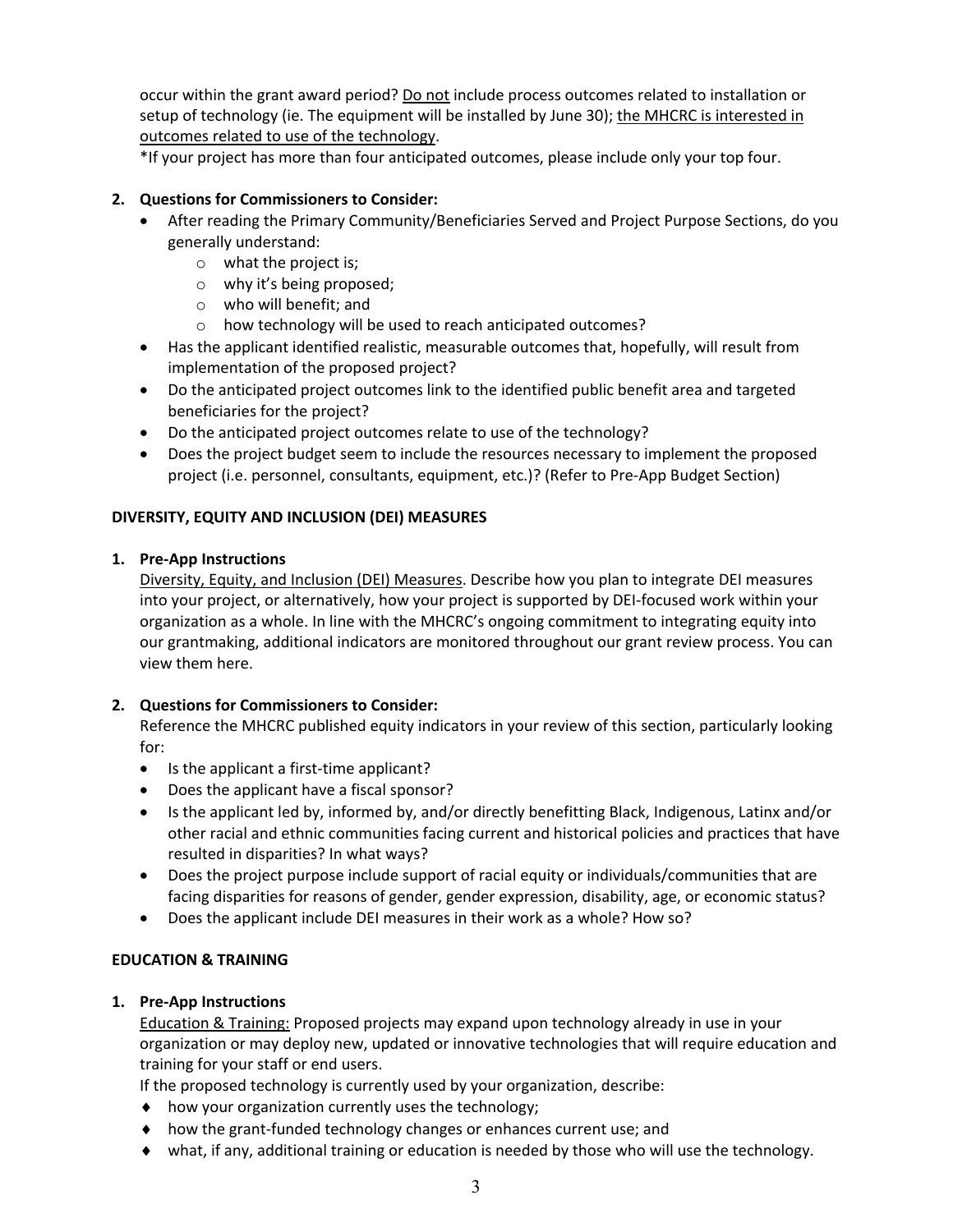occur within the grant award period? Do not include process outcomes related to installation or setup of technology (ie. The equipment will be installed by June 30); the MHCRC is interested in outcomes related to use of the technology.
*If your project has more than four anticipated outcomes, please include only your top four.

**2. Questions for Commissioners to Consider:**

- After reading the Primary Community/Beneficiaries Served and Project Purpose Sections, do you generally understand:
  - what the project is;
  - why it's being proposed;
  - who will benefit; and
  - how technology will be used to reach anticipated outcomes?
- Has the applicant identified realistic, measurable outcomes that, hopefully, will result from implementation of the proposed project?
- Do the anticipated project outcomes link to the identified public benefit area and targeted beneficiaries for the project?
- Do the anticipated project outcomes relate to use of the technology?
- Does the project budget seem to include the resources necessary to implement the proposed project (i.e. personnel, consultants, equipment, etc.)? (Refer to Pre-App Budget Section)

## DIVERSITY, EQUITY AND INCLUSION (DEI) MEASURES

**1. Pre-App Instructions**

Diversity, Equity, and Inclusion (DEI) Measures. Describe how you plan to integrate DEI measures into your project, or alternatively, how your project is supported by DEI-focused work within your organization as a whole. In line with the MHCRC's ongoing commitment to integrating equity into our grantmaking, additional indicators are monitored throughout our grant review process. You can view them here.

**2. Questions for Commissioners to Consider:**

Reference the MHCRC published equity indicators in your review of this section, particularly looking for:

- Is the applicant a first-time applicant?
- Does the applicant have a fiscal sponsor?
- Is the applicant led by, informed by, and/or directly benefitting Black, Indigenous, Latinx and/or other racial and ethnic communities facing current and historical policies and practices that have resulted in disparities? In what ways?
- Does the project purpose include support of racial equity or individuals/communities that are facing disparities for reasons of gender, gender expression, disability, age, or economic status?
- Does the applicant include DEI measures in their work as a whole? How so?

## EDUCATION & TRAINING

**1. Pre-App Instructions**

Education & Training: Proposed projects may expand upon technology already in use in your organization or may deploy new, updated or innovative technologies that will require education and training for your staff or end users.

If the proposed technology is currently used by your organization, describe:

- how your organization currently uses the technology;
- how the grant-funded technology changes or enhances current use; and
- what, if any, additional training or education is needed by those who will use the technology.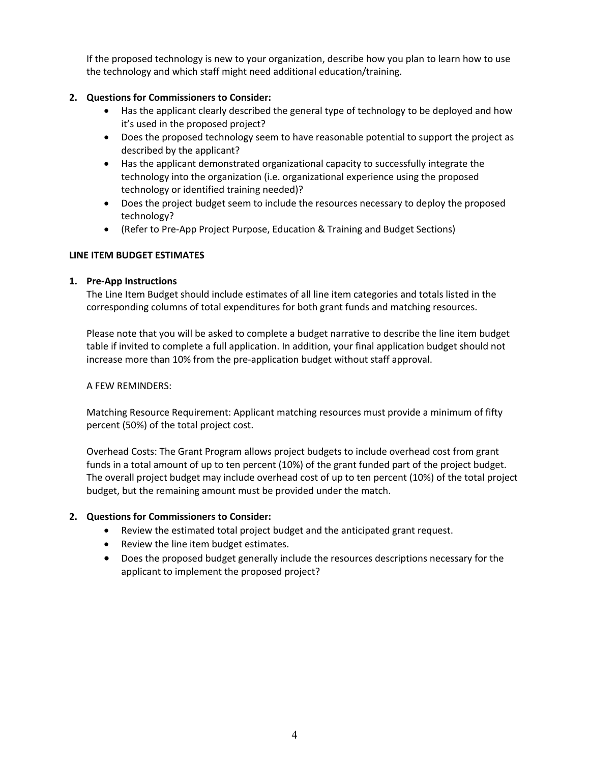If the proposed technology is new to your organization, describe how you plan to learn how to use the technology and which staff might need additional education/training.

**2. Questions for Commissioners to Consider:**

- Has the applicant clearly described the general type of technology to be deployed and how it's used in the proposed project?
- Does the proposed technology seem to have reasonable potential to support the project as described by the applicant?
- Has the applicant demonstrated organizational capacity to successfully integrate the technology into the organization (i.e. organizational experience using the proposed technology or identified training needed)?
- Does the project budget seem to include the resources necessary to deploy the proposed technology?
- (Refer to Pre-App Project Purpose, Education & Training and Budget Sections)

**LINE ITEM BUDGET ESTIMATES**

**1. Pre-App Instructions**

The Line Item Budget should include estimates of all line item categories and totals listed in the corresponding columns of total expenditures for both grant funds and matching resources.

Please note that you will be asked to complete a budget narrative to describe the line item budget table if invited to complete a full application. In addition, your final application budget should not increase more than 10% from the pre-application budget without staff approval.

A FEW REMINDERS:

Matching Resource Requirement: Applicant matching resources must provide a minimum of fifty percent (50%) of the total project cost.

Overhead Costs: The Grant Program allows project budgets to include overhead cost from grant funds in a total amount of up to ten percent (10%) of the grant funded part of the project budget. The overall project budget may include overhead cost of up to ten percent (10%) of the total project budget, but the remaining amount must be provided under the match.

**2. Questions for Commissioners to Consider:**

- Review the estimated total project budget and the anticipated grant request.
- Review the line item budget estimates.
- Does the proposed budget generally include the resources descriptions necessary for the applicant to implement the proposed project?